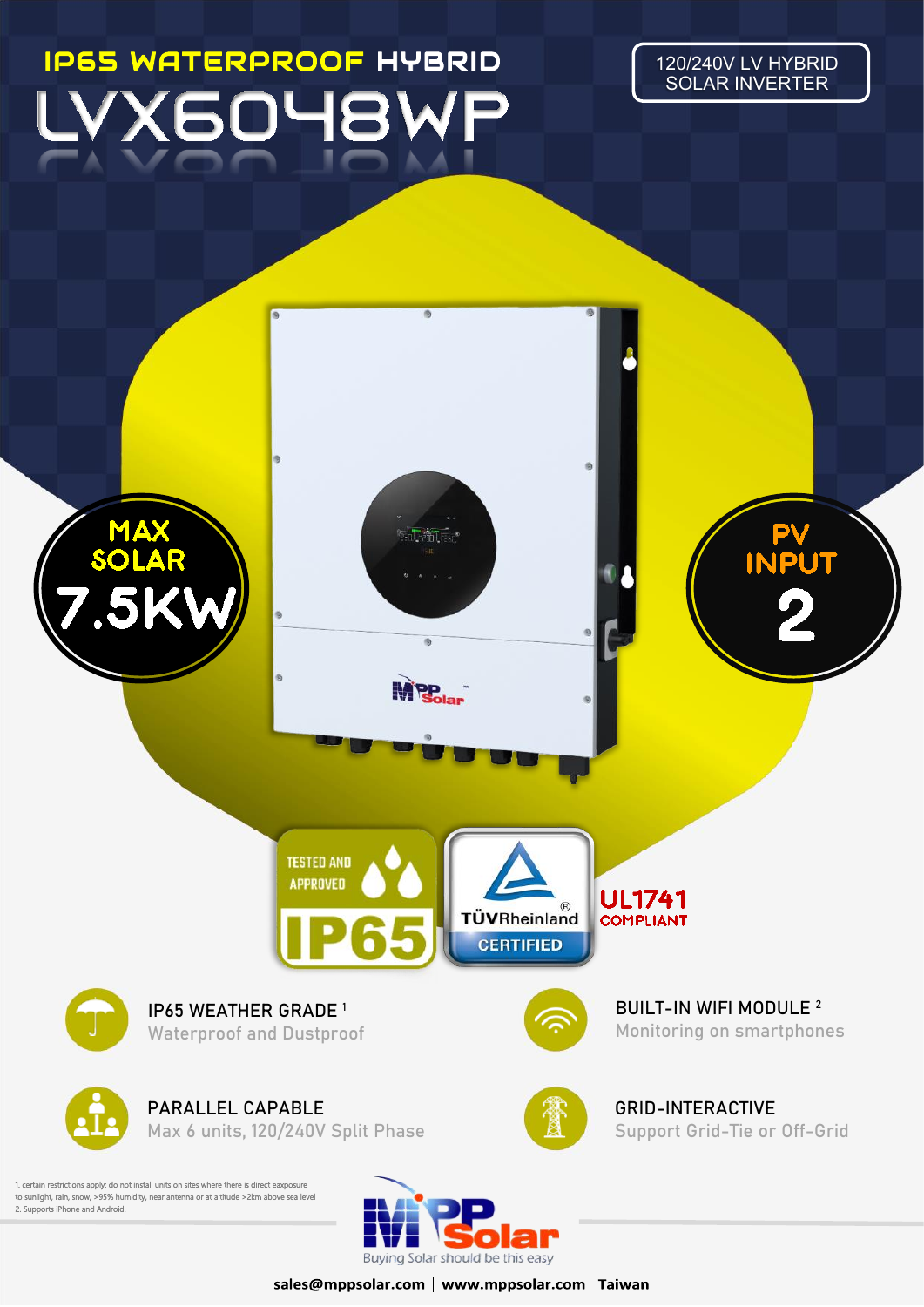# IP65 WATERPROOF HYBRID LVX6048WP

120/240V LV HYBRID SOLAR INVERTER

MAX SOLAR 7.5KW

PV INPUT 2

TESTED AND APPROVED IP65

TÜVRheinland CERTIFIED

UL1741 COMPLIANT

**IP65 WEATHER GRADE [1]**
Waterproof and Dustproof

**BUILT-IN WIFI MODULE [2]**
Monitoring on smartphones

**PARALLEL CAPABLE**
Max 6 units, 120/240V Split Phase

**GRID-INTERACTIVE**
Support Grid-Tie or Off-Grid

1. certain restrictions apply: do not install units on sites where there is direct eaxposure to sunlight, rain, snow, >95% humidity, near antenna or at altitude >2km above sea level
2. Supports iPhone and Android.

MPP Solar — Buying Solar should be this easy

sales@mppsolar.com | www.mppsolar.com | Taiwan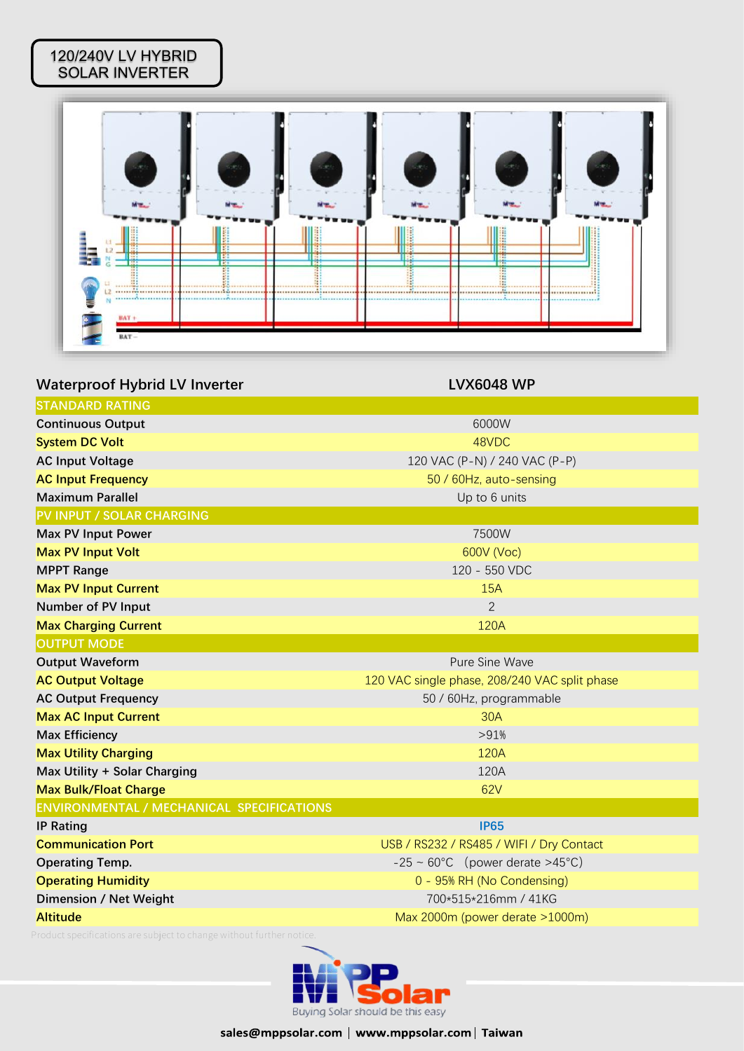# 120/240V LV HYBRID SOLAR INVERTER

| Waterproof Hybrid LV Inverter | LVX6048 WP |
|---|---|
| **STANDARD RATING** | |
| Continuous Output | 6000W |
| System DC Volt | 48VDC |
| AC Input Voltage | 120 VAC (P-N) / 240 VAC (P-P) |
| AC Input Frequency | 50 / 60Hz, auto-sensing |
| Maximum Parallel | Up to 6 units |
| **PV INPUT / SOLAR CHARGING** | |
| Max PV Input Power | 7500W |
| Max PV Input Volt | 600V (Voc) |
| MPPT Range | 120 - 550 VDC |
| Max PV Input Current | 15A |
| Number of PV Input | 2 |
| Max Charging Current | 120A |
| **OUTPUT MODE** | |
| Output Waveform | Pure Sine Wave |
| AC Output Voltage | 120 VAC single phase, 208/240 VAC split phase |
| AC Output Frequency | 50 / 60Hz, programmable |
| Max AC Input Current | 30A |
| Max Efficiency | >91% |
| Max Utility Charging | 120A |
| Max Utility + Solar Charging | 120A |
| Max Bulk/Float Charge | 62V |
| **ENVIRONMENTAL / MECHANICAL SPECIFICATIONS** | |
| IP Rating | IP65 |
| Communication Port | USB / RS232 / RS485 / WIFI / Dry Contact |
| Operating Temp. | -25 ~ 60°C (power derate >45°C) |
| Operating Humidity | 0 - 95% RH (No Condensing) |
| Dimension / Net Weight | 700*515*216mm / 41KG |
| Altitude | Max 2000m (power derate >1000m) |

Product specifications are subject to change without further notice.

MPP Solar

Buying Solar should be this easy

**sales@mppsolar.com | www.mppsolar.com | Taiwan**